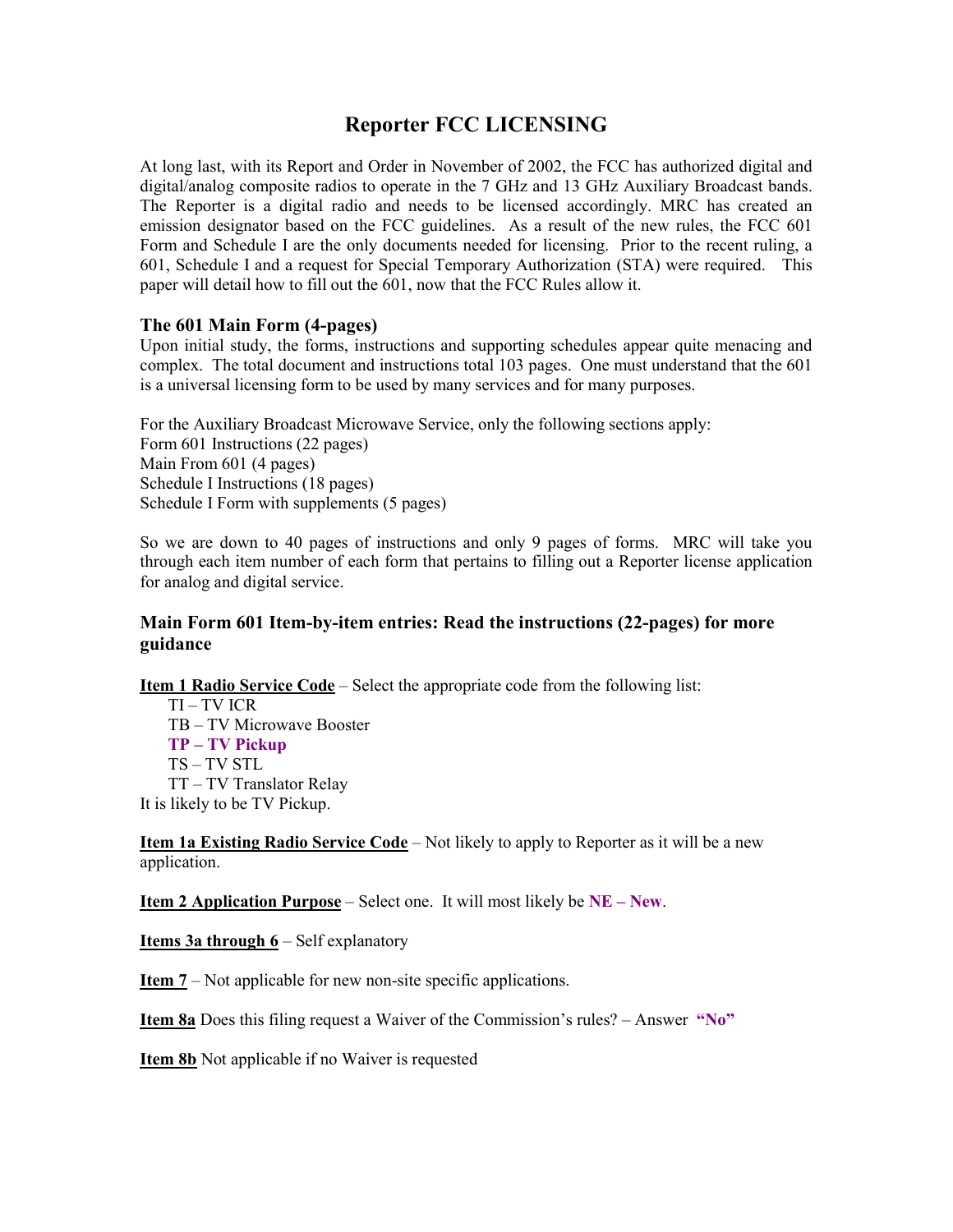# Reporter FCC LICENSING

At long last, with its Report and Order in November of 2002, the FCC has authorized digital and digital/analog composite radios to operate in the 7 GHz and 13 GHz Auxiliary Broadcast bands. The Reporter is a digital radio and needs to be licensed accordingly. MRC has created an emission designator based on the FCC guidelines. As a result of the new rules, the FCC 601 Form and Schedule I are the only documents needed for licensing. Prior to the recent ruling, a 601, Schedule I and a request for Special Temporary Authorization (STA) were required. This paper will detail how to fill out the 601, now that the FCC Rules allow it.

### The 601 Main Form (4-pages)

Upon initial study, the forms, instructions and supporting schedules appear quite menacing and complex. The total document and instructions total 103 pages. One must understand that the 601 is a universal licensing form to be used by many services and for many purposes.

For the Auxiliary Broadcast Microwave Service, only the following sections apply:
Form 601 Instructions (22 pages)
Main From 601 (4 pages)
Schedule I Instructions (18 pages)
Schedule I Form with supplements (5 pages)

So we are down to 40 pages of instructions and only 9 pages of forms. MRC will take you through each item number of each form that pertains to filling out a Reporter license application for analog and digital service.

### Main Form 601 Item-by-item entries: Read the instructions (22-pages) for more guidance

**Item 1 Radio Service Code** – Select the appropriate code from the following list:

- TI – TV ICR
- TB – TV Microwave Booster
- **TP – TV Pickup**
- TS – TV STL
- TT – TV Translator Relay

It is likely to be TV Pickup.

**Item 1a Existing Radio Service Code** – Not likely to apply to Reporter as it will be a new application.

**Item 2 Application Purpose** – Select one. It will most likely be **NE – New**.

**Items 3a through 6** – Self explanatory

**Item 7** – Not applicable for new non-site specific applications.

**Item 8a** Does this filing request a Waiver of the Commission's rules? – Answer **"No"**

**Item 8b** Not applicable if no Waiver is requested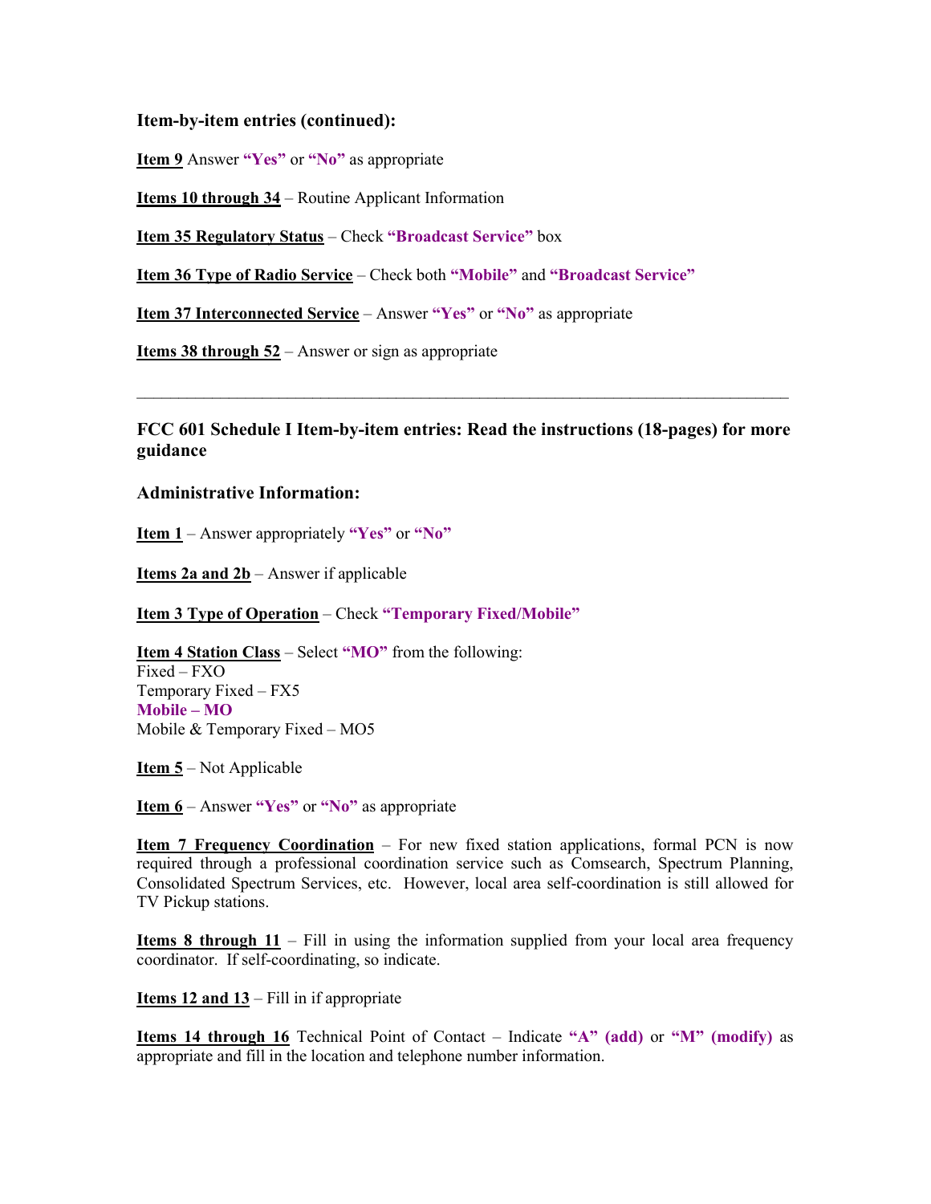**Item-by-item entries (continued):**

**Item 9** Answer **"Yes"** or **"No"** as appropriate

**Items 10 through 34** – Routine Applicant Information

**Item 35 Regulatory Status** – Check **"Broadcast Service"** box

**Item 36 Type of Radio Service** – Check both **"Mobile"** and **"Broadcast Service"**

**Item 37 Interconnected Service** – Answer **"Yes"** or **"No"** as appropriate

**Items 38 through 52** – Answer or sign as appropriate

---

**FCC 601 Schedule I Item-by-item entries: Read the instructions (18-pages) for more guidance**

**Administrative Information:**

**Item 1** – Answer appropriately **"Yes"** or **"No"**

**Items 2a and 2b** – Answer if applicable

**Item 3 Type of Operation** – Check **"Temporary Fixed/Mobile"**

**Item 4 Station Class** – Select **"MO"** from the following:
Fixed – FXO
Temporary Fixed – FX5
**Mobile – MO**
Mobile & Temporary Fixed – MO5

**Item 5** – Not Applicable

**Item 6** – Answer **"Yes"** or **"No"** as appropriate

**Item 7 Frequency Coordination** – For new fixed station applications, formal PCN is now required through a professional coordination service such as Comsearch, Spectrum Planning, Consolidated Spectrum Services, etc. However, local area self-coordination is still allowed for TV Pickup stations.

**Items 8 through 11** – Fill in using the information supplied from your local area frequency coordinator. If self-coordinating, so indicate.

**Items 12 and 13** – Fill in if appropriate

**Items 14 through 16** Technical Point of Contact – Indicate **"A" (add)** or **"M" (modify)** as appropriate and fill in the location and telephone number information.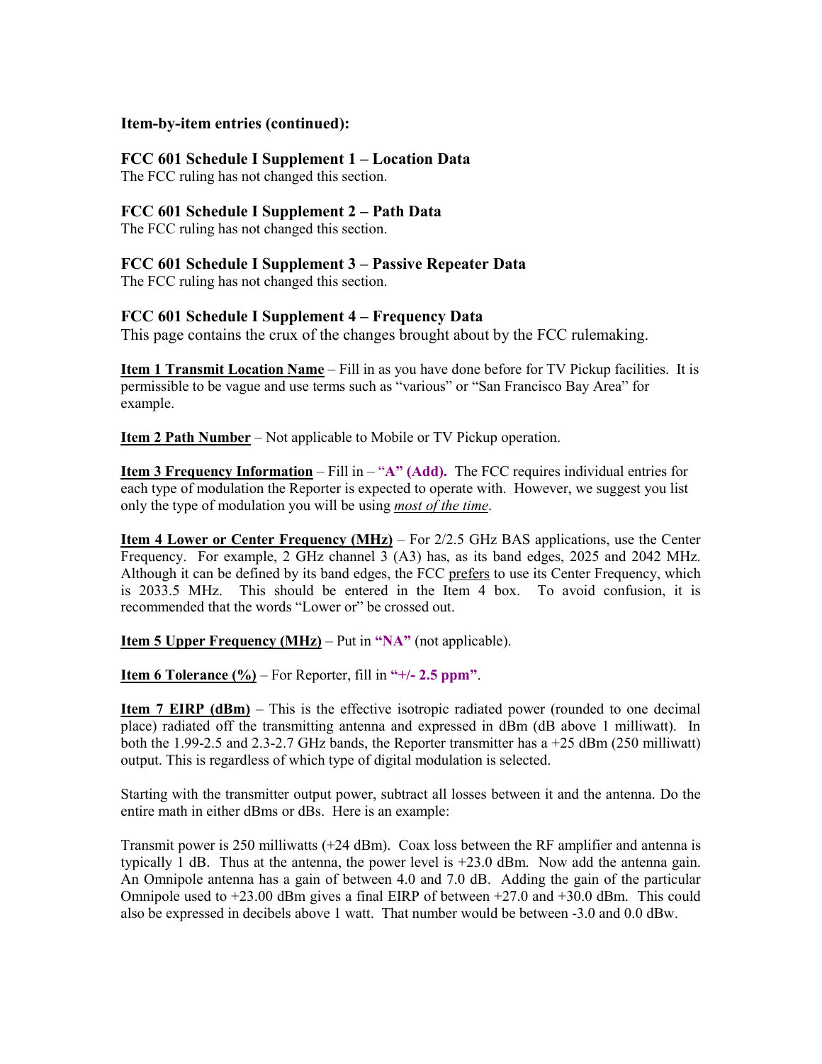**Item-by-item entries (continued):**

**FCC 601 Schedule I Supplement 1 – Location Data**
The FCC ruling has not changed this section.

**FCC 601 Schedule I Supplement 2 – Path Data**
The FCC ruling has not changed this section.

**FCC 601 Schedule I Supplement 3 – Passive Repeater Data**
The FCC ruling has not changed this section.

**FCC 601 Schedule I Supplement 4 – Frequency Data**
This page contains the crux of the changes brought about by the FCC rulemaking.

**Item 1 Transmit Location Name** – Fill in as you have done before for TV Pickup facilities. It is permissible to be vague and use terms such as "various" or "San Francisco Bay Area" for example.

**Item 2 Path Number** – Not applicable to Mobile or TV Pickup operation.

**Item 3 Frequency Information** – Fill in – "**A" (Add).** The FCC requires individual entries for each type of modulation the Reporter is expected to operate with. However, we suggest you list only the type of modulation you will be using ***most of the time***.

**Item 4 Lower or Center Frequency (MHz)** – For 2/2.5 GHz BAS applications, use the Center Frequency. For example, 2 GHz channel 3 (A3) has, as its band edges, 2025 and 2042 MHz. Although it can be defined by its band edges, the FCC prefers to use its Center Frequency, which is 2033.5 MHz. This should be entered in the Item 4 box. To avoid confusion, it is recommended that the words "Lower or" be crossed out.

**Item 5 Upper Frequency (MHz)** – Put in **"NA"** (not applicable).

**Item 6 Tolerance (%)** – For Reporter, fill in **"+/- 2.5 ppm"**.

**Item 7 EIRP (dBm)** – This is the effective isotropic radiated power (rounded to one decimal place) radiated off the transmitting antenna and expressed in dBm (dB above 1 milliwatt). In both the 1.99-2.5 and 2.3-2.7 GHz bands, the Reporter transmitter has a +25 dBm (250 milliwatt) output. This is regardless of which type of digital modulation is selected.

Starting with the transmitter output power, subtract all losses between it and the antenna. Do the entire math in either dBms or dBs. Here is an example:

Transmit power is 250 milliwatts (+24 dBm). Coax loss between the RF amplifier and antenna is typically 1 dB. Thus at the antenna, the power level is +23.0 dBm. Now add the antenna gain. An Omnipole antenna has a gain of between 4.0 and 7.0 dB. Adding the gain of the particular Omnipole used to +23.00 dBm gives a final EIRP of between +27.0 and +30.0 dBm. This could also be expressed in decibels above 1 watt. That number would be between -3.0 and 0.0 dBw.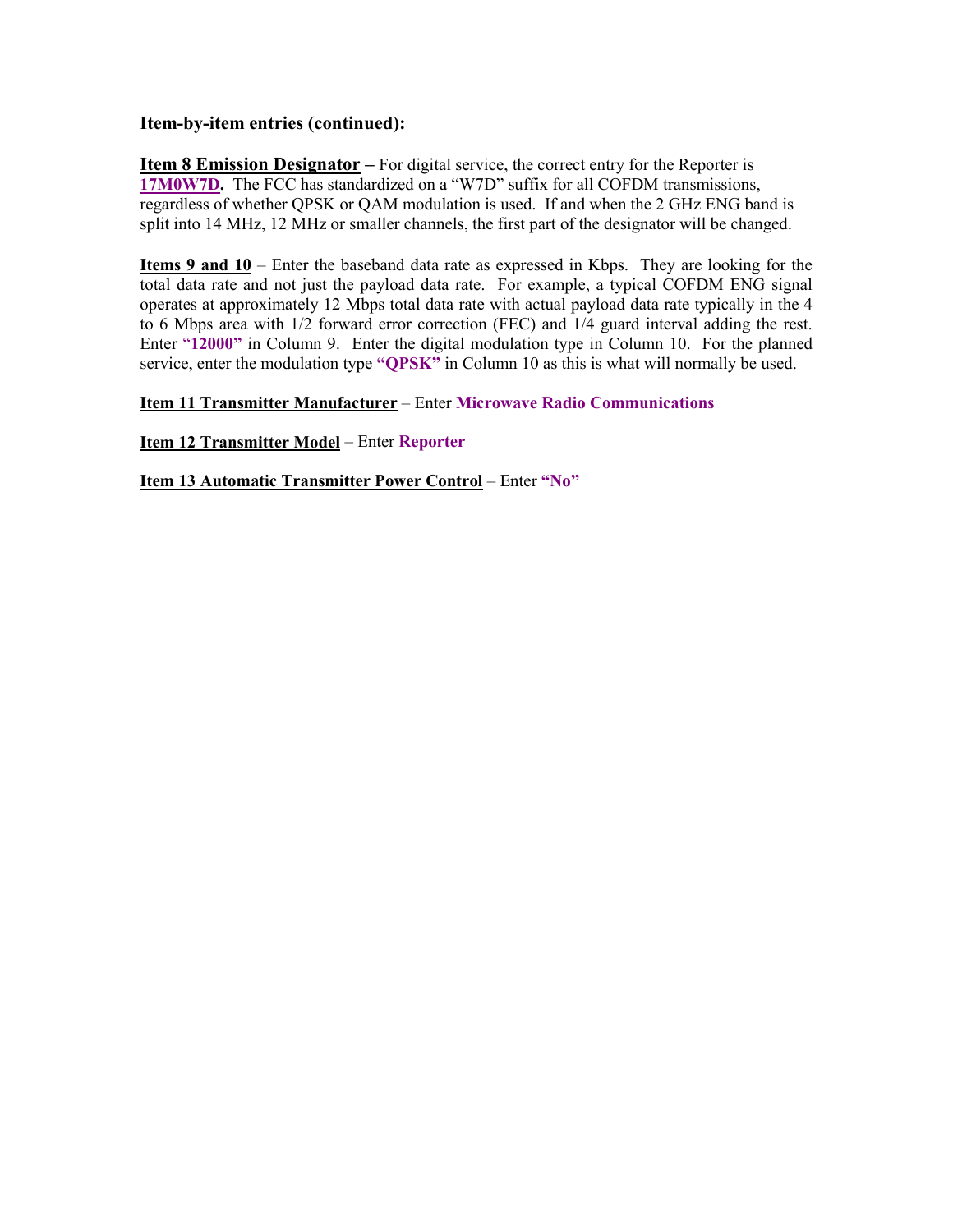### Item-by-item entries (continued):

**Item 8 Emission Designator –** For digital service, the correct entry for the Reporter is **17M0W7D.** The FCC has standardized on a "W7D" suffix for all COFDM transmissions, regardless of whether QPSK or QAM modulation is used. If and when the 2 GHz ENG band is split into 14 MHz, 12 MHz or smaller channels, the first part of the designator will be changed.

**Items 9 and 10** – Enter the baseband data rate as expressed in Kbps. They are looking for the total data rate and not just the payload data rate. For example, a typical COFDM ENG signal operates at approximately 12 Mbps total data rate with actual payload data rate typically in the 4 to 6 Mbps area with 1/2 forward error correction (FEC) and 1/4 guard interval adding the rest. Enter "**12000"** in Column 9. Enter the digital modulation type in Column 10. For the planned service, enter the modulation type **"QPSK"** in Column 10 as this is what will normally be used.

**Item 11 Transmitter Manufacturer** – Enter **Microwave Radio Communications**

**Item 12 Transmitter Model** – Enter **Reporter**

**Item 13 Automatic Transmitter Power Control** – Enter **"No"**